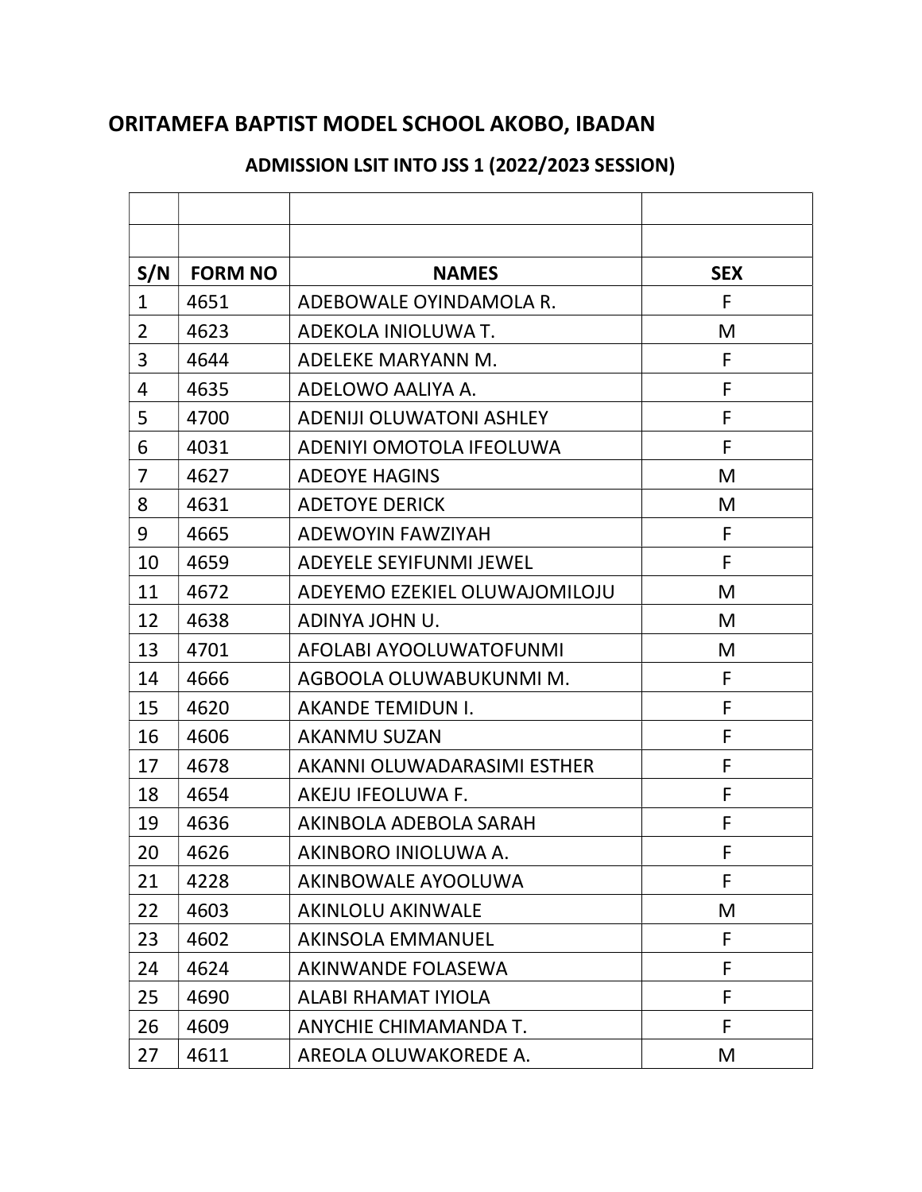# ORITAMEFA BAPTIST MODEL SCHOOL AKOBO, IBADAN

## ADMISSION LSIT INTO JSS 1 (2022/2023 SESSION)

| | | | |
|---|---|---|---|
| | | | |
| **S/N** | **FORM NO** | **NAMES** | **SEX** |
| 1 | 4651 | ADEBOWALE OYINDAMOLA R. | F |
| 2 | 4623 | ADEKOLA INIOLUWA T. | M |
| 3 | 4644 | ADELEKE MARYANN M. | F |
| 4 | 4635 | ADELOWO AALIYA A. | F |
| 5 | 4700 | ADENIJI OLUWATONI ASHLEY | F |
| 6 | 4031 | ADENIYI OMOTOLA IFEOLUWA | F |
| 7 | 4627 | ADEOYE HAGINS | M |
| 8 | 4631 | ADETOYE DERICK | M |
| 9 | 4665 | ADEWOYIN FAWZIYAH | F |
| 10 | 4659 | ADEYELE SEYIFUNMI JEWEL | F |
| 11 | 4672 | ADEYEMO EZEKIEL OLUWAJOMILOJU | M |
| 12 | 4638 | ADINYA JOHN U. | M |
| 13 | 4701 | AFOLABI AYOOLUWATOFUNMI | M |
| 14 | 4666 | AGBOOLA OLUWABUKUNMI M. | F |
| 15 | 4620 | AKANDE TEMIDUN I. | F |
| 16 | 4606 | AKANMU SUZAN | F |
| 17 | 4678 | AKANNI OLUWADARASIMI ESTHER | F |
| 18 | 4654 | AKEJU IFEOLUWA F. | F |
| 19 | 4636 | AKINBOLA ADEBOLA SARAH | F |
| 20 | 4626 | AKINBORO INIOLUWA A. | F |
| 21 | 4228 | AKINBOWALE AYOOLUWA | F |
| 22 | 4603 | AKINLOLU AKINWALE | M |
| 23 | 4602 | AKINSOLA EMMANUEL | F |
| 24 | 4624 | AKINWANDE FOLASEWA | F |
| 25 | 4690 | ALABI RHAMAT IYIOLA | F |
| 26 | 4609 | ANYCHIE CHIMAMANDA T. | F |
| 27 | 4611 | AREOLA OLUWAKOREDE A. | M |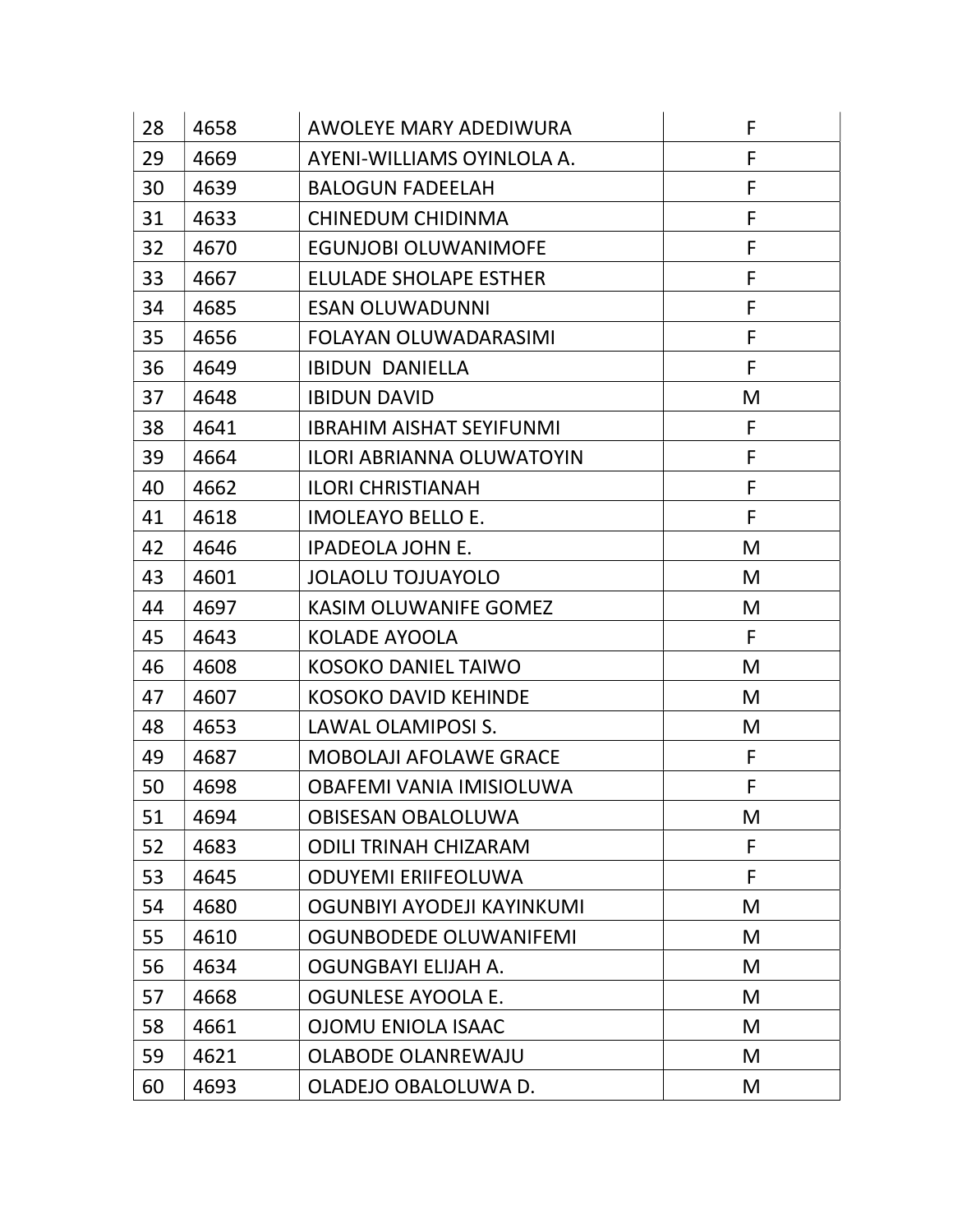| 28 | 4658 | AWOLEYE MARY ADEDIWURA | F |
|---|---|---|---|
| 29 | 4669 | AYENI-WILLIAMS OYINLOLA A. | F |
| 30 | 4639 | BALOGUN FADEELAH | F |
| 31 | 4633 | CHINEDUM CHIDINMA | F |
| 32 | 4670 | EGUNJOBI OLUWANIMOFE | F |
| 33 | 4667 | ELULADE SHOLAPE ESTHER | F |
| 34 | 4685 | ESAN OLUWADUNNI | F |
| 35 | 4656 | FOLAYAN OLUWADARASIMI | F |
| 36 | 4649 | IBIDUN  DANIELLA | F |
| 37 | 4648 | IBIDUN DAVID | M |
| 38 | 4641 | IBRAHIM AISHAT SEYIFUNMI | F |
| 39 | 4664 | ILORI ABRIANNA OLUWATOYIN | F |
| 40 | 4662 | ILORI CHRISTIANAH | F |
| 41 | 4618 | IMOLEAYO BELLO E. | F |
| 42 | 4646 | IPADEOLA JOHN E. | M |
| 43 | 4601 | JOLAOLU TOJUAYOLO | M |
| 44 | 4697 | KASIM OLUWANIFE GOMEZ | M |
| 45 | 4643 | KOLADE AYOOLA | F |
| 46 | 4608 | KOSOKO DANIEL TAIWO | M |
| 47 | 4607 | KOSOKO DAVID KEHINDE | M |
| 48 | 4653 | LAWAL OLAMIPOSI S. | M |
| 49 | 4687 | MOBOLAJI AFOLAWE GRACE | F |
| 50 | 4698 | OBAFEMI VANIA IMISIOLUWA | F |
| 51 | 4694 | OBISESAN OBALOLUWA | M |
| 52 | 4683 | ODILI TRINAH CHIZARAM | F |
| 53 | 4645 | ODUYEMI ERIIFEOLUWA | F |
| 54 | 4680 | OGUNBIYI AYODEJI KAYINKUMI | M |
| 55 | 4610 | OGUNBODEDE OLUWANIFEMI | M |
| 56 | 4634 | OGUNGBAYI ELIJAH A. | M |
| 57 | 4668 | OGUNLESE AYOOLA E. | M |
| 58 | 4661 | OJOMU ENIOLA ISAAC | M |
| 59 | 4621 | OLABODE OLANREWAJU | M |
| 60 | 4693 | OLADEJO OBALOLUWA D. | M |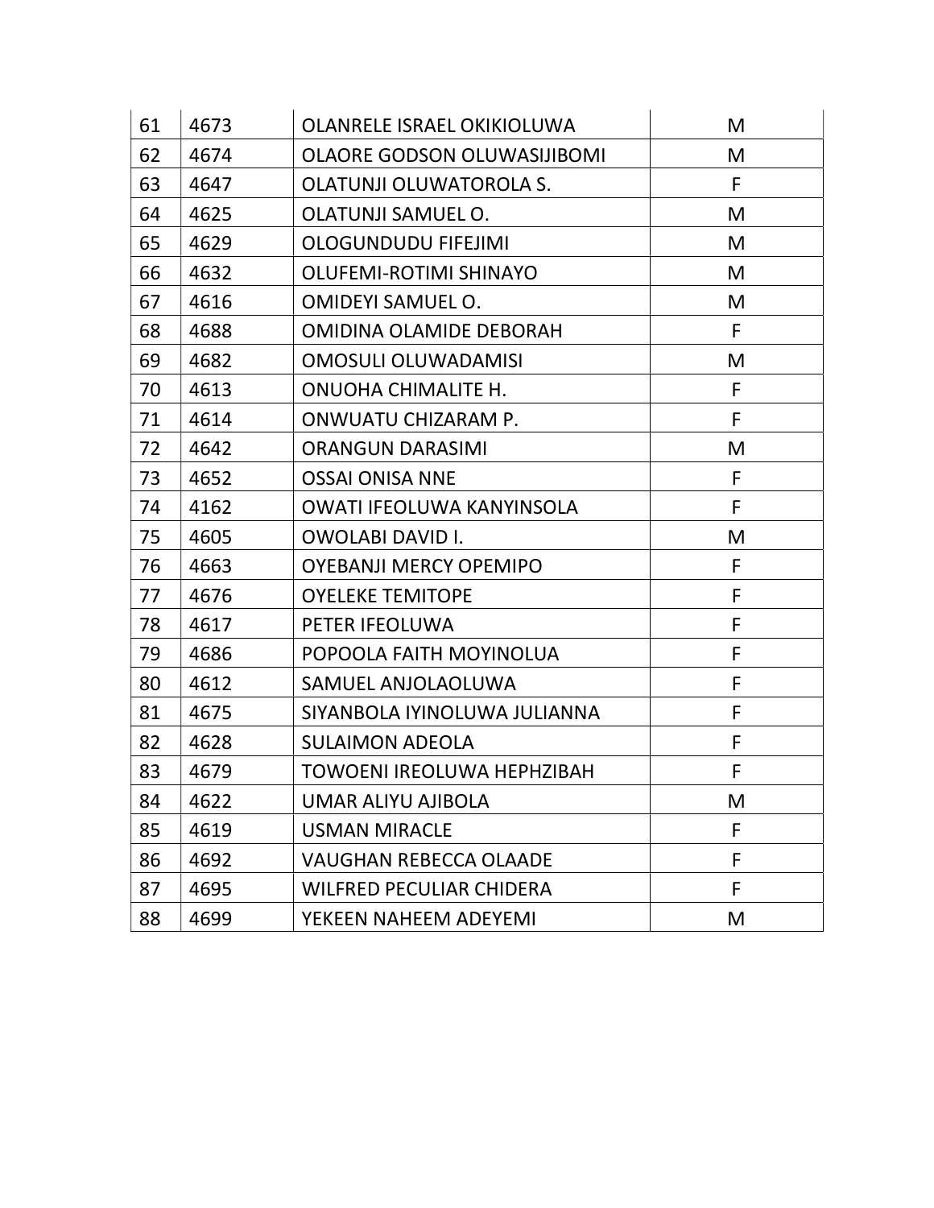| | | | |
|---|---|---|---|
| 61 | 4673 | OLANRELE ISRAEL OKIKIOLUWA | M |
| 62 | 4674 | OLAORE GODSON OLUWASIJIBOMI | M |
| 63 | 4647 | OLATUNJI OLUWATOROLA S. | F |
| 64 | 4625 | OLATUNJI SAMUEL O. | M |
| 65 | 4629 | OLOGUNDUDU FIFEJIMI | M |
| 66 | 4632 | OLUFEMI-ROTIMI SHINAYO | M |
| 67 | 4616 | OMIDEYI SAMUEL O. | M |
| 68 | 4688 | OMIDINA OLAMIDE DEBORAH | F |
| 69 | 4682 | OMOSULI OLUWADAMISI | M |
| 70 | 4613 | ONUOHA CHIMALITE H. | F |
| 71 | 4614 | ONWUATU CHIZARAM P. | F |
| 72 | 4642 | ORANGUN DARASIMI | M |
| 73 | 4652 | OSSAI ONISA NNE | F |
| 74 | 4162 | OWATI IFEOLUWA KANYINSOLA | F |
| 75 | 4605 | OWOLABI DAVID I. | M |
| 76 | 4663 | OYEBANJI MERCY OPEMIPO | F |
| 77 | 4676 | OYELEKE TEMITOPE | F |
| 78 | 4617 | PETER IFEOLUWA | F |
| 79 | 4686 | POPOOLA FAITH MOYINOLUA | F |
| 80 | 4612 | SAMUEL ANJOLAOLUWA | F |
| 81 | 4675 | SIYANBOLA IYINOLUWA JULIANNA | F |
| 82 | 4628 | SULAIMON ADEOLA | F |
| 83 | 4679 | TOWOENI IREOLUWA HEPHZIBAH | F |
| 84 | 4622 | UMAR ALIYU AJIBOLA | M |
| 85 | 4619 | USMAN MIRACLE | F |
| 86 | 4692 | VAUGHAN REBECCA OLAADE | F |
| 87 | 4695 | WILFRED PECULIAR CHIDERA | F |
| 88 | 4699 | YEKEEN NAHEEM ADEYEMI | M |